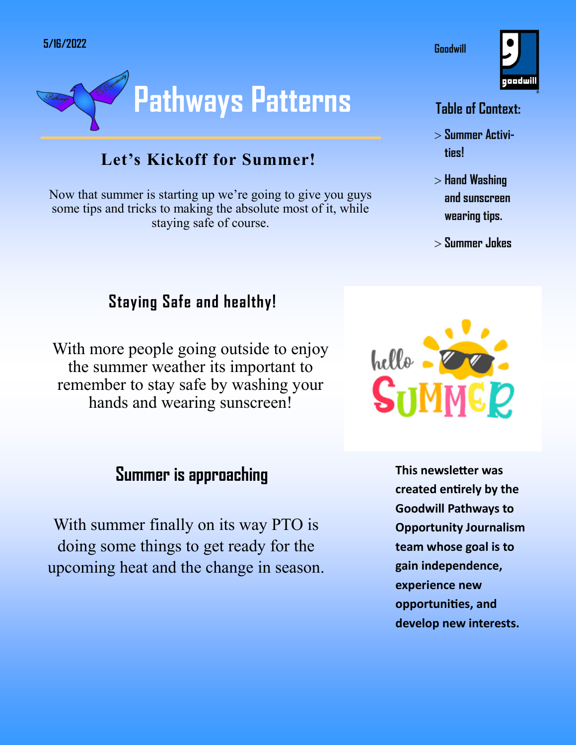5/16/2022

Goodwill

# Pathways Patterns

**Table of Context:**

- > Summer Activities!
- > Hand Washing and sunscreen wearing tips.
- > Summer Jokes

## Let's Kickoff for Summer!

Now that summer is starting up we're going to give you guys some tips and tricks to making the absolute most of it, while staying safe of course.

## Staying Safe and healthy!

With more people going outside to enjoy the summer weather its important to remember to stay safe by washing your hands and wearing sunscreen!

## Summer is approaching

With summer finally on its way PTO is doing some things to get ready for the upcoming heat and the change in season.

**This newsletter was created entirely by the Goodwill Pathways to Opportunity Journalism team whose goal is to gain independence, experience new opportunities, and develop new interests.**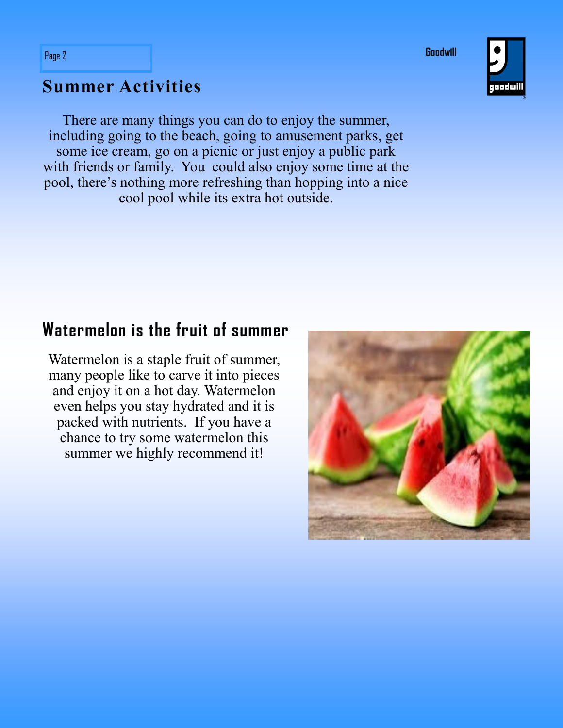## Summer Activities

There are many things you can do to enjoy the summer, including going to the beach, going to amusement parks, get some ice cream, go on a picnic or just enjoy a public park with friends or family. You could also enjoy some time at the pool, there's nothing more refreshing than hopping into a nice cool pool while its extra hot outside.

## Watermelon is the fruit of summer

Watermelon is a staple fruit of summer, many people like to carve it into pieces and enjoy it on a hot day. Watermelon even helps you stay hydrated and it is packed with nutrients. If you have a chance to try some watermelon this summer we highly recommend it!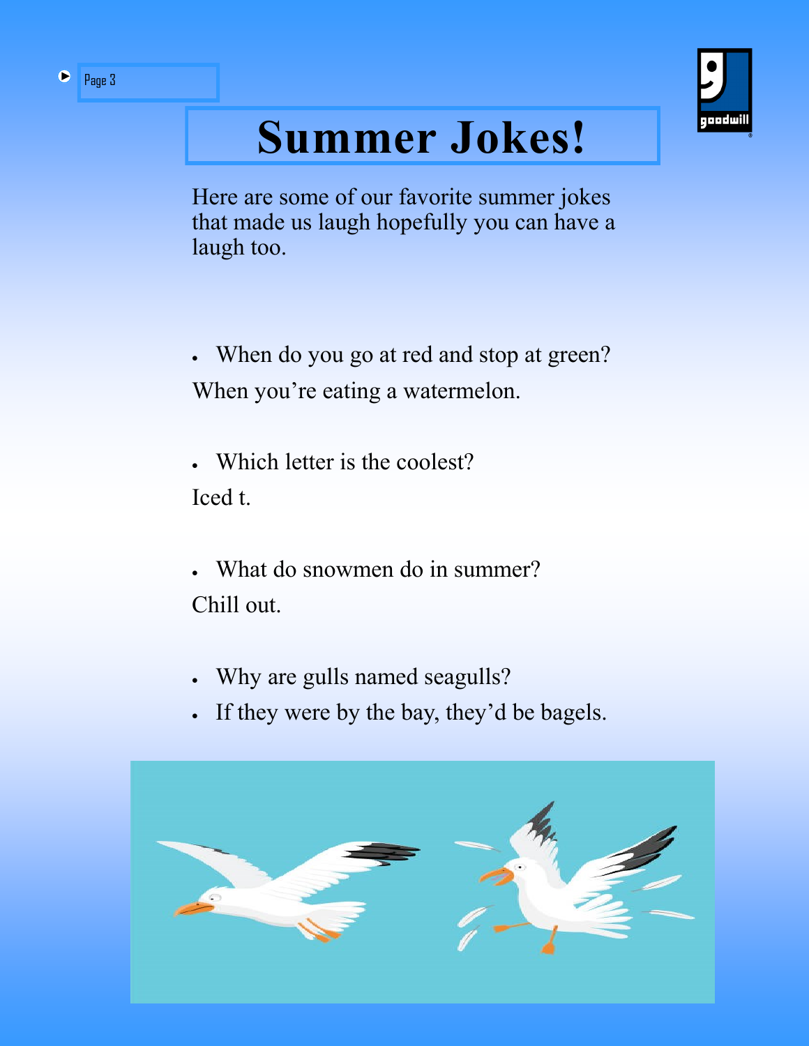# Summer Jokes!

Here are some of our favorite summer jokes that made us laugh hopefully you can have a laugh too.

- When do you go at red and stop at green?

When you're eating a watermelon.

- Which letter is the coolest?

Iced t.

- What do snowmen do in summer?

Chill out.

- Why are gulls named seagulls?
- If they were by the bay, they'd be bagels.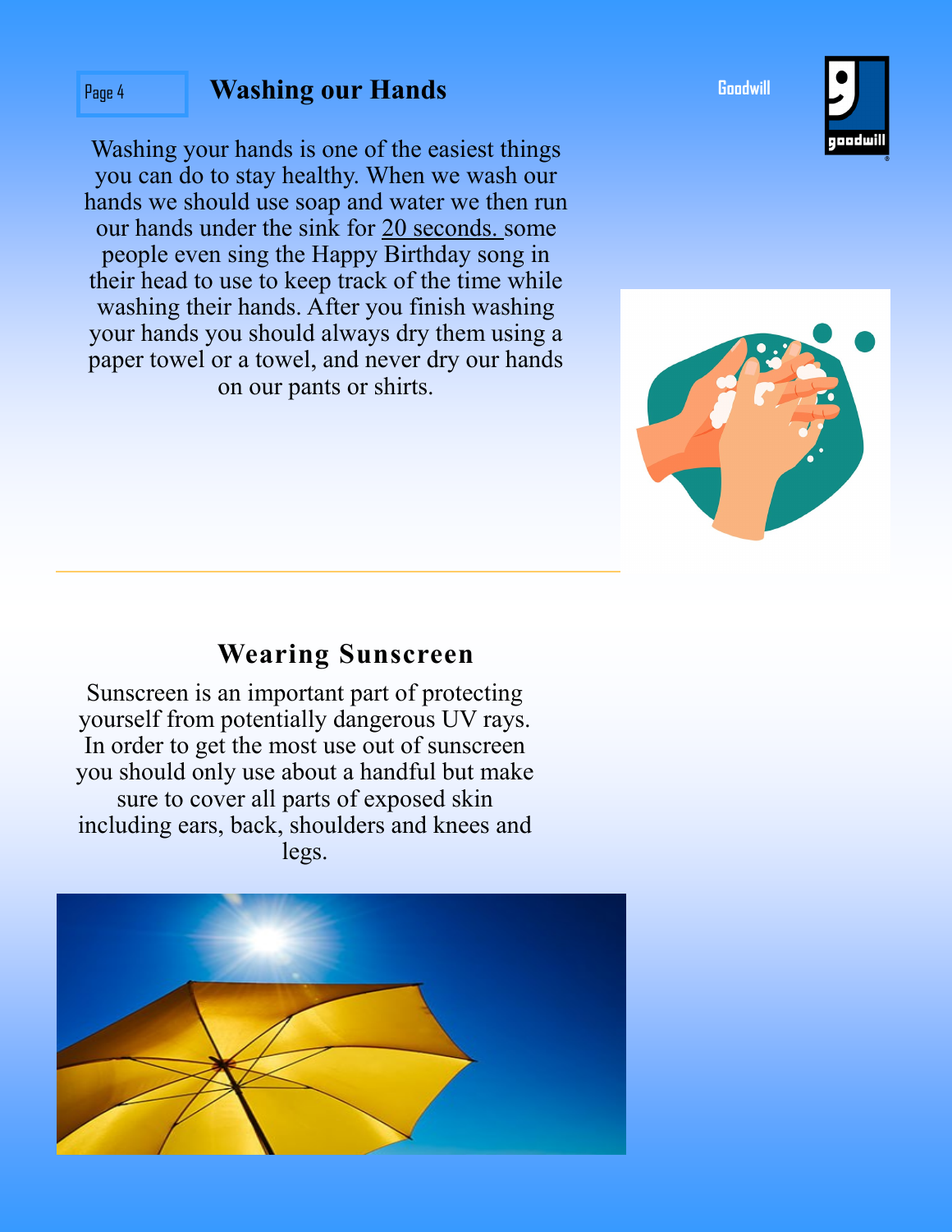## Washing our Hands

Washing your hands is one of the easiest things you can do to stay healthy. When we wash our hands we should use soap and water we then run our hands under the sink for 20 seconds. some people even sing the Happy Birthday song in their head to use to keep track of the time while washing their hands. After you finish washing your hands you should always dry them using a paper towel or a towel, and never dry our hands on our pants or shirts.

## Wearing Sunscreen

Sunscreen is an important part of protecting yourself from potentially dangerous UV rays. In order to get the most use out of sunscreen you should only use about a handful but make sure to cover all parts of exposed skin including ears, back, shoulders and knees and legs.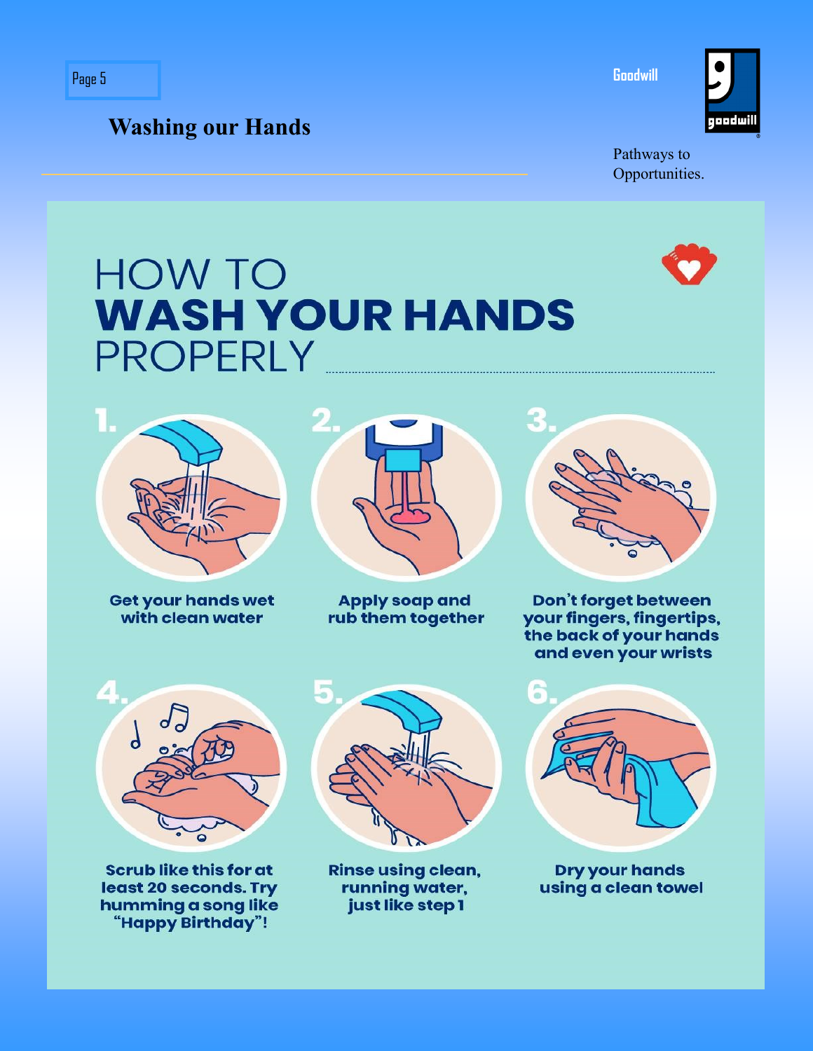## Washing our Hands

Goodwill

Pathways to Opportunities.

# HOW TO **WASH YOUR HANDS** PROPERLY

1. Get your hands wet with clean water
2. Apply soap and rub them together
3. Don't forget between your fingers, fingertips, the back of your hands and even your wrists
4. Scrub like this for at least 20 seconds. Try humming a song like "Happy Birthday"!
5. Rinse using clean, running water, just like step 1
6. Dry your hands using a clean towel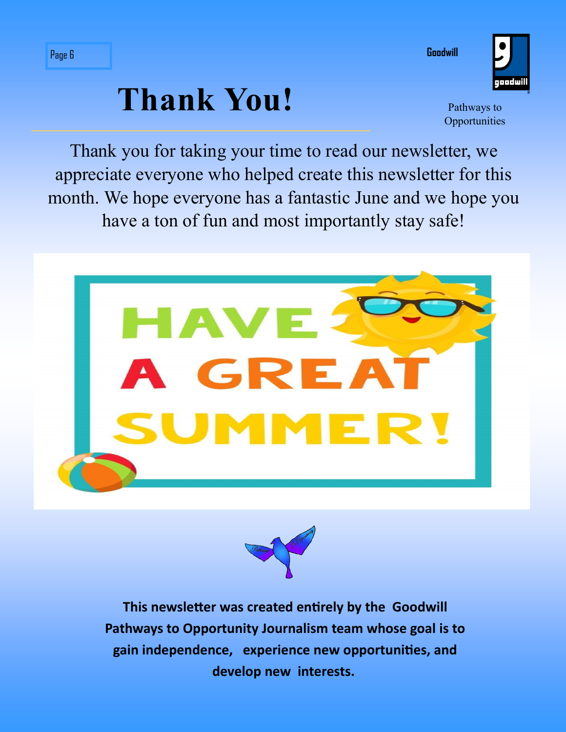# Thank You!

Thank you for taking your time to read our newsletter, we appreciate everyone who helped create this newsletter for this month. We hope everyone has a fantastic June and we hope you have a ton of fun and most importantly stay safe!

HAVE A GREAT SUMMER!

**This newsletter was created entirely by the Goodwill Pathways to Opportunity Journalism team whose goal is to gain independence, experience new opportunities, and develop new interests.**